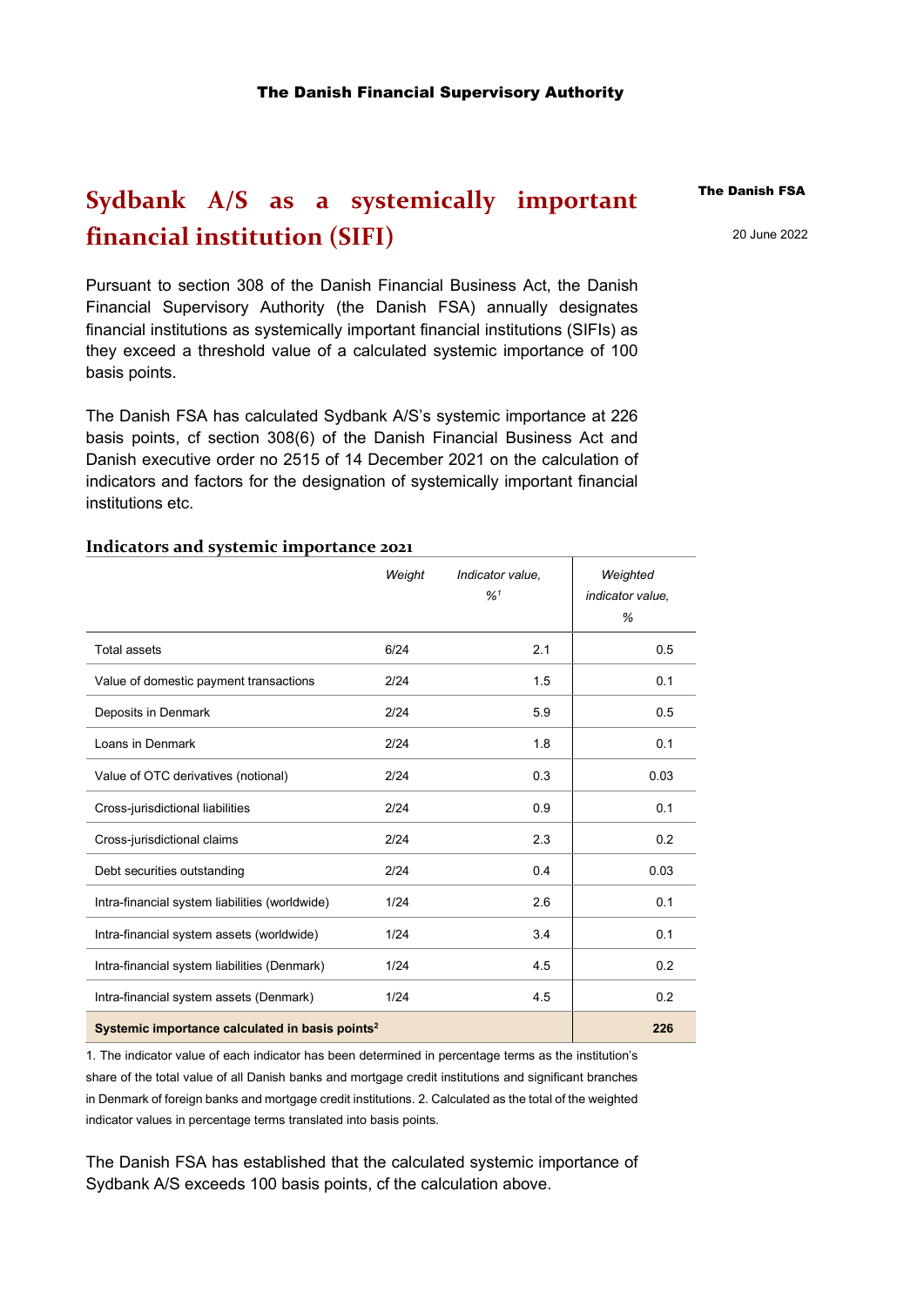The Danish Financial Supervisory Authority

The Danish FSA

20 June 2022

# Sydbank A/S as a systemically important financial institution (SIFI)

Pursuant to section 308 of the Danish Financial Business Act, the Danish Financial Supervisory Authority (the Danish FSA) annually designates financial institutions as systemically important financial institutions (SIFIs) as they exceed a threshold value of a calculated systemic importance of 100 basis points.

The Danish FSA has calculated Sydbank A/S's systemic importance at 226 basis points, cf section 308(6) of the Danish Financial Business Act and Danish executive order no 2515 of 14 December 2021 on the calculation of indicators and factors for the designation of systemically important financial institutions etc.

### Indicators and systemic importance 2021

| | *Weight* | *Indicator value, %*[1] | *Weighted indicator value, %* |
|---|---|---|---|
| Total assets | 6/24 | 2.1 | 0.5 |
| Value of domestic payment transactions | 2/24 | 1.5 | 0.1 |
| Deposits in Denmark | 2/24 | 5.9 | 0.5 |
| Loans in Denmark | 2/24 | 1.8 | 0.1 |
| Value of OTC derivatives (notional) | 2/24 | 0.3 | 0.03 |
| Cross-jurisdictional liabilities | 2/24 | 0.9 | 0.1 |
| Cross-jurisdictional claims | 2/24 | 2.3 | 0.2 |
| Debt securities outstanding | 2/24 | 0.4 | 0.03 |
| Intra-financial system liabilities (worldwide) | 1/24 | 2.6 | 0.1 |
| Intra-financial system assets (worldwide) | 1/24 | 3.4 | 0.1 |
| Intra-financial system liabilities (Denmark) | 1/24 | 4.5 | 0.2 |
| Intra-financial system assets (Denmark) | 1/24 | 4.5 | 0.2 |
| **Systemic importance calculated in basis points[2]** | | | **226** |

1. The indicator value of each indicator has been determined in percentage terms as the institution's share of the total value of all Danish banks and mortgage credit institutions and significant branches in Denmark of foreign banks and mortgage credit institutions. 2. Calculated as the total of the weighted indicator values in percentage terms translated into basis points.

The Danish FSA has established that the calculated systemic importance of Sydbank A/S exceeds 100 basis points, cf the calculation above.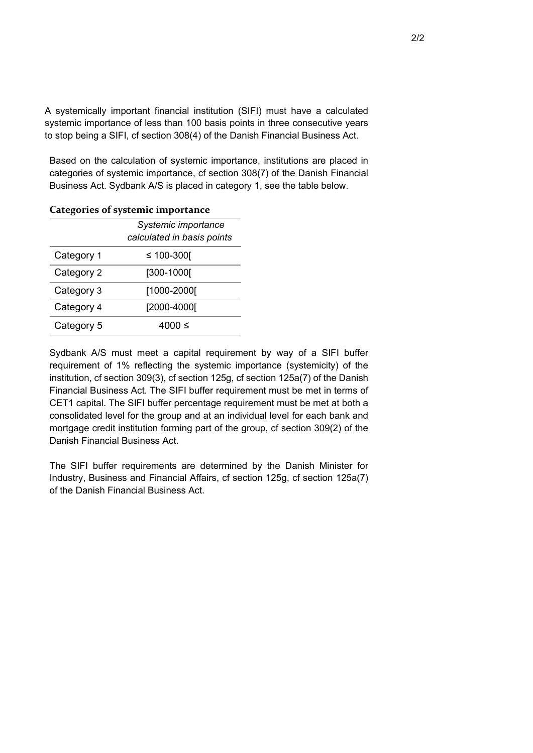A systemically important financial institution (SIFI) must have a calculated systemic importance of less than 100 basis points in three consecutive years to stop being a SIFI, cf section 308(4) of the Danish Financial Business Act.

Based on the calculation of systemic importance, institutions are placed in categories of systemic importance, cf section 308(7) of the Danish Financial Business Act. Sydbank A/S is placed in category 1, see the table below.

**Categories of systemic importance**

| | *Systemic importance calculated in basis points* |
|---|---|
| Category 1 | ≤ 100-300[ |
| Category 2 | [300-1000[ |
| Category 3 | [1000-2000[ |
| Category 4 | [2000-4000[ |
| Category 5 | 4000 ≤ |

Sydbank A/S must meet a capital requirement by way of a SIFI buffer requirement of 1% reflecting the systemic importance (systemicity) of the institution, cf section 309(3), cf section 125g, cf section 125a(7) of the Danish Financial Business Act. The SIFI buffer requirement must be met in terms of CET1 capital. The SIFI buffer percentage requirement must be met at both a consolidated level for the group and at an individual level for each bank and mortgage credit institution forming part of the group, cf section 309(2) of the Danish Financial Business Act.

The SIFI buffer requirements are determined by the Danish Minister for Industry, Business and Financial Affairs, cf section 125g, cf section 125a(7) of the Danish Financial Business Act.